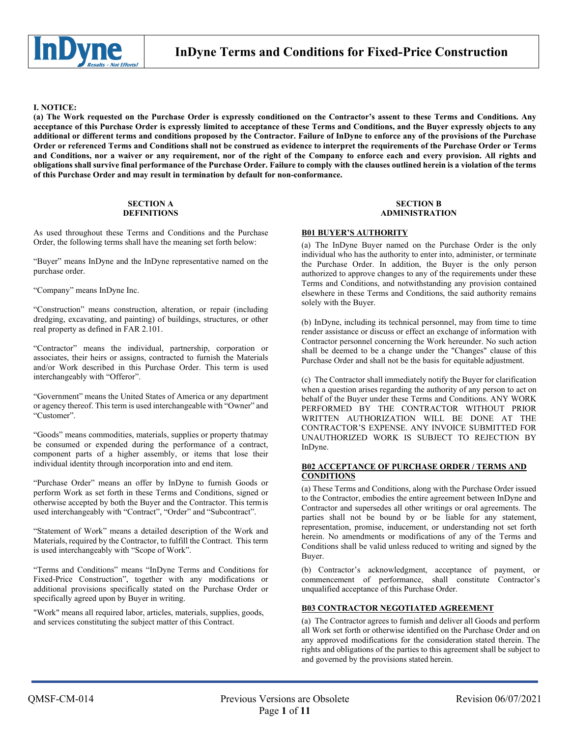# InDyne Terms and Conditions for Fixed-Price Construction

**I. NOTICE:**

**(a) The Work requested on the Purchase Order is expressly conditioned on the Contractor's assent to these Terms and Conditions. Any acceptance of this Purchase Order is expressly limited to acceptance of these Terms and Conditions, and the Buyer expressly objects to any additional or different terms and conditions proposed by the Contractor. Failure of InDyne to enforce any of the provisions of the Purchase Order or referenced Terms and Conditions shall not be construed as evidence to interpret the requirements of the Purchase Order or Terms and Conditions, nor a waiver or any requirement, nor of the right of the Company to enforce each and every provision. All rights and obligations shall survive final performance of the Purchase Order. Failure to comply with the clauses outlined herein is a violation of the terms of this Purchase Order and may result in termination by default for non-conformance.**

## SECTION A DEFINITIONS

As used throughout these Terms and Conditions and the Purchase Order, the following terms shall have the meaning set forth below:

"Buyer" means InDyne and the InDyne representative named on the purchase order.

"Company" means InDyne Inc.

"Construction" means construction, alteration, or repair (including dredging, excavating, and painting) of buildings, structures, or other real property as defined in FAR 2.101.

"Contractor" means the individual, partnership, corporation or associates, their heirs or assigns, contracted to furnish the Materials and/or Work described in this Purchase Order. This term is used interchangeably with "Offeror".

"Government" means the United States of America or any department or agency thereof. This term is used interchangeable with "Owner" and "Customer".

"Goods" means commodities, materials, supplies or property that may be consumed or expended during the performance of a contract, component parts of a higher assembly, or items that lose their individual identity through incorporation into and end item.

"Purchase Order" means an offer by InDyne to furnish Goods or perform Work as set forth in these Terms and Conditions, signed or otherwise accepted by both the Buyer and the Contractor. This term is used interchangeably with "Contract", "Order" and "Subcontract".

"Statement of Work" means a detailed description of the Work and Materials, required by the Contractor, to fulfill the Contract. This term is used interchangeably with "Scope of Work".

"Terms and Conditions" means "InDyne Terms and Conditions for Fixed-Price Construction", together with any modifications or additional provisions specifically stated on the Purchase Order or specifically agreed upon by Buyer in writing.

"Work" means all required labor, articles, materials, supplies, goods, and services constituting the subject matter of this Contract.

## SECTION B ADMINISTRATION

### B01 BUYER'S AUTHORITY

(a) The InDyne Buyer named on the Purchase Order is the only individual who has the authority to enter into, administer, or terminate the Purchase Order. In addition, the Buyer is the only person authorized to approve changes to any of the requirements under these Terms and Conditions, and notwithstanding any provision contained elsewhere in these Terms and Conditions, the said authority remains solely with the Buyer.

(b) InDyne, including its technical personnel, may from time to time render assistance or discuss or effect an exchange of information with Contractor personnel concerning the Work hereunder. No such action shall be deemed to be a change under the "Changes" clause of this Purchase Order and shall not be the basis for equitable adjustment.

(c) The Contractor shall immediately notify the Buyer for clarification when a question arises regarding the authority of any person to act on behalf of the Buyer under these Terms and Conditions. ANY WORK PERFORMED BY THE CONTRACTOR WITHOUT PRIOR WRITTEN AUTHORIZATION WILL BE DONE AT THE CONTRACTOR'S EXPENSE. ANY INVOICE SUBMITTED FOR UNAUTHORIZED WORK IS SUBJECT TO REJECTION BY InDyne.

### B02 ACCEPTANCE OF PURCHASE ORDER / TERMS AND CONDITIONS

(a) These Terms and Conditions, along with the Purchase Order issued to the Contractor, embodies the entire agreement between InDyne and Contractor and supersedes all other writings or oral agreements. The parties shall not be bound by or be liable for any statement, representation, promise, inducement, or understanding not set forth herein. No amendments or modifications of any of the Terms and Conditions shall be valid unless reduced to writing and signed by the Buyer.

(b) Contractor's acknowledgment, acceptance of payment, or commencement of performance, shall constitute Contractor's unqualified acceptance of this Purchase Order.

### B03 CONTRACTOR NEGOTIATED AGREEMENT

(a) The Contractor agrees to furnish and deliver all Goods and perform all Work set forth or otherwise identified on the Purchase Order and on any approved modifications for the consideration stated therein. The rights and obligations of the parties to this agreement shall be subject to and governed by the provisions stated herein.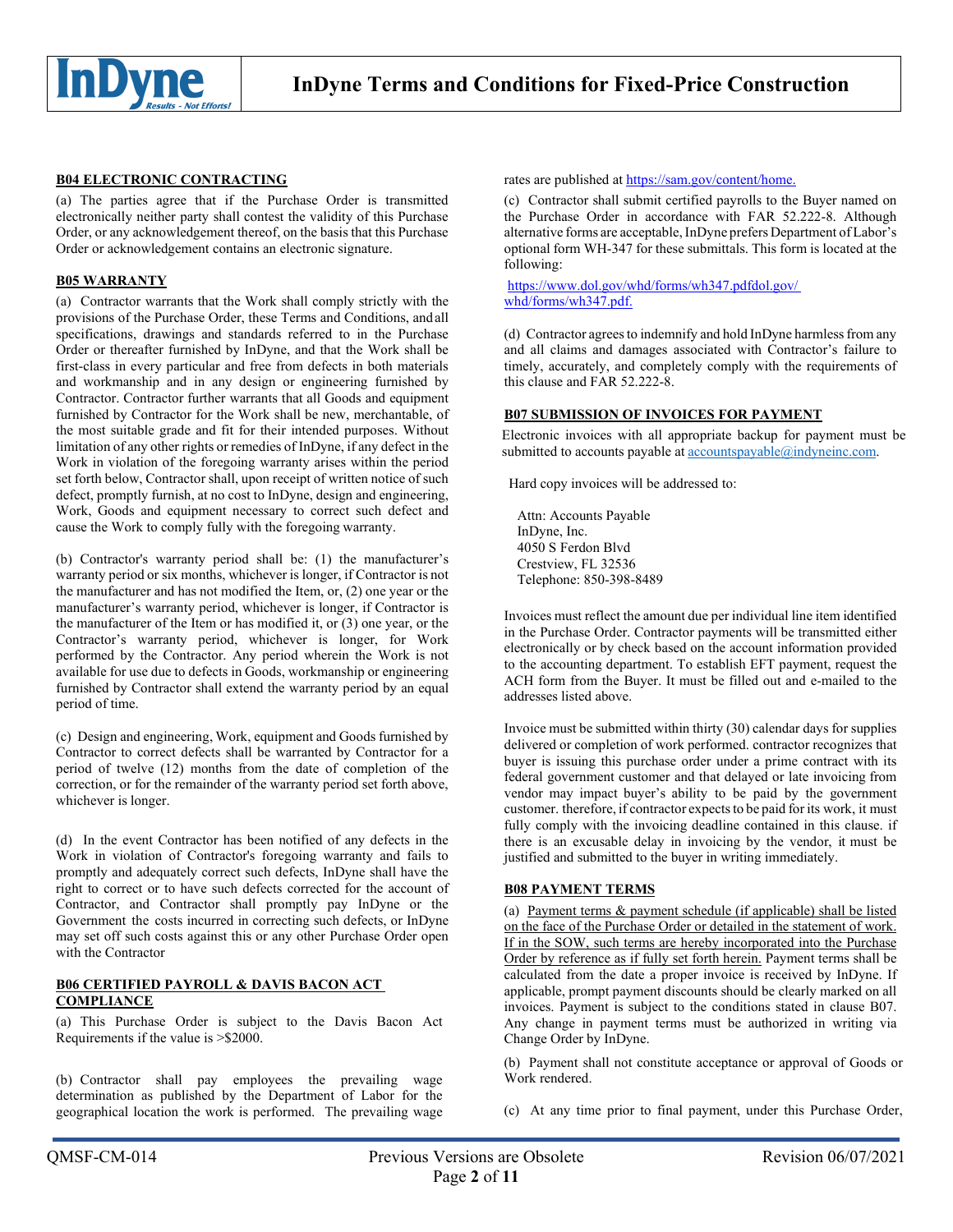## B04 ELECTRONIC CONTRACTING

(a) The parties agree that if the Purchase Order is transmitted electronically neither party shall contest the validity of this Purchase Order, or any acknowledgement thereof, on the basis that this Purchase Order or acknowledgement contains an electronic signature.

## B05 WARRANTY

(a) Contractor warrants that the Work shall comply strictly with the provisions of the Purchase Order, these Terms and Conditions, and all specifications, drawings and standards referred to in the Purchase Order or thereafter furnished by InDyne, and that the Work shall be first-class in every particular and free from defects in both materials and workmanship and in any design or engineering furnished by Contractor. Contractor further warrants that all Goods and equipment furnished by Contractor for the Work shall be new, merchantable, of the most suitable grade and fit for their intended purposes. Without limitation of any other rights or remedies of InDyne, if any defect in the Work in violation of the foregoing warranty arises within the period set forth below, Contractor shall, upon receipt of written notice of such defect, promptly furnish, at no cost to InDyne, design and engineering, Work, Goods and equipment necessary to correct such defect and cause the Work to comply fully with the foregoing warranty.

(b) Contractor's warranty period shall be: (1) the manufacturer's warranty period or six months, whichever is longer, if Contractor is not the manufacturer and has not modified the Item, or, (2) one year or the manufacturer's warranty period, whichever is longer, if Contractor is the manufacturer of the Item or has modified it, or (3) one year, or the Contractor's warranty period, whichever is longer, for Work performed by the Contractor. Any period wherein the Work is not available for use due to defects in Goods, workmanship or engineering furnished by Contractor shall extend the warranty period by an equal period of time.

(c) Design and engineering, Work, equipment and Goods furnished by Contractor to correct defects shall be warranted by Contractor for a period of twelve (12) months from the date of completion of the correction, or for the remainder of the warranty period set forth above, whichever is longer.

(d) In the event Contractor has been notified of any defects in the Work in violation of Contractor's foregoing warranty and fails to promptly and adequately correct such defects, InDyne shall have the right to correct or to have such defects corrected for the account of Contractor, and Contractor shall promptly pay InDyne or the Government the costs incurred in correcting such defects, or InDyne may set off such costs against this or any other Purchase Order open with the Contractor

## B06 CERTIFIED PAYROLL & DAVIS BACON ACT COMPLIANCE

(a) This Purchase Order is subject to the Davis Bacon Act Requirements if the value is >$2000.

(b) Contractor shall pay employees the prevailing wage determination as published by the Department of Labor for the geographical location the work is performed. The prevailing wage rates are published at https://sam.gov/content/home.

(c) Contractor shall submit certified payrolls to the Buyer named on the Purchase Order in accordance with FAR 52.222-8. Although alternative forms are acceptable, InDyne prefers Department of Labor's optional form WH-347 for these submittals. This form is located at the following:

https://www.dol.gov/whd/forms/wh347.pdfdol.gov/whd/forms/wh347.pdf.

(d) Contractor agrees to indemnify and hold InDyne harmless from any and all claims and damages associated with Contractor's failure to timely, accurately, and completely comply with the requirements of this clause and FAR 52.222-8.

## B07 SUBMISSION OF INVOICES FOR PAYMENT

Electronic invoices with all appropriate backup for payment must be submitted to accounts payable at accountspayable@indyneinc.com.

Hard copy invoices will be addressed to:

Attn: Accounts Payable  
InDyne, Inc.  
4050 S Ferdon Blvd  
Crestview, FL 32536  
Telephone: 850-398-8489

Invoices must reflect the amount due per individual line item identified in the Purchase Order. Contractor payments will be transmitted either electronically or by check based on the account information provided to the accounting department. To establish EFT payment, request the ACH form from the Buyer. It must be filled out and e-mailed to the addresses listed above.

Invoice must be submitted within thirty (30) calendar days for supplies delivered or completion of work performed. contractor recognizes that buyer is issuing this purchase order under a prime contract with its federal government customer and that delayed or late invoicing from vendor may impact buyer's ability to be paid by the government customer. therefore, if contractor expects to be paid for its work, it must fully comply with the invoicing deadline contained in this clause. if there is an excusable delay in invoicing by the vendor, it must be justified and submitted to the buyer in writing immediately.

## B08 PAYMENT TERMS

(a) Payment terms & payment schedule (if applicable) shall be listed on the face of the Purchase Order or detailed in the statement of work. If in the SOW, such terms are hereby incorporated into the Purchase Order by reference as if fully set forth herein. Payment terms shall be calculated from the date a proper invoice is received by InDyne. If applicable, prompt payment discounts should be clearly marked on all invoices. Payment is subject to the conditions stated in clause B07. Any change in payment terms must be authorized in writing via Change Order by InDyne.

(b) Payment shall not constitute acceptance or approval of Goods or Work rendered.

(c) At any time prior to final payment, under this Purchase Order,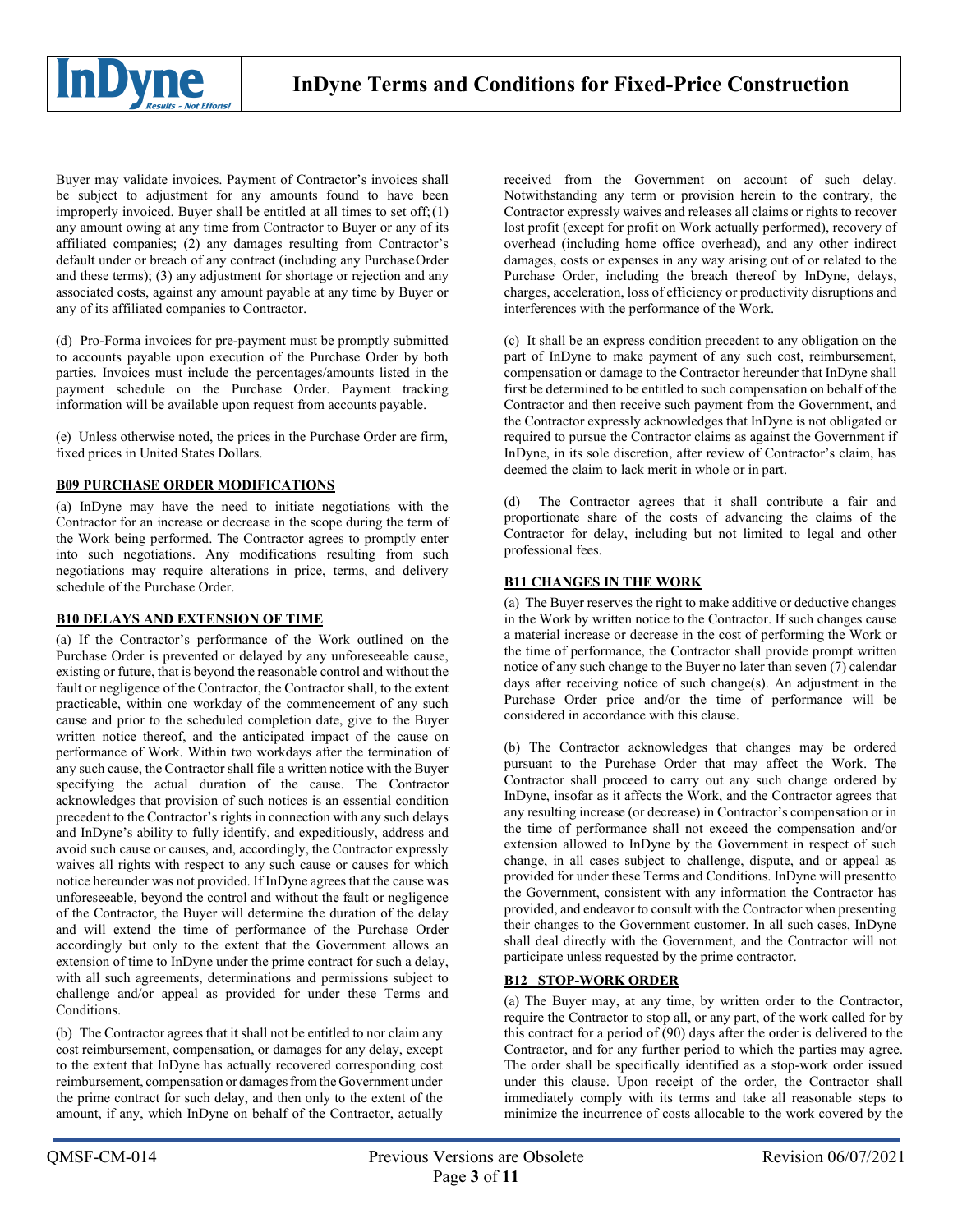Buyer may validate invoices. Payment of Contractor's invoices shall be subject to adjustment for any amounts found to have been improperly invoiced. Buyer shall be entitled at all times to set off; (1) any amount owing at any time from Contractor to Buyer or any of its affiliated companies; (2) any damages resulting from Contractor's default under or breach of any contract (including any Purchase Order and these terms); (3) any adjustment for shortage or rejection and any associated costs, against any amount payable at any time by Buyer or any of its affiliated companies to Contractor.

(d) Pro-Forma invoices for pre-payment must be promptly submitted to accounts payable upon execution of the Purchase Order by both parties. Invoices must include the percentages/amounts listed in the payment schedule on the Purchase Order. Payment tracking information will be available upon request from accounts payable.

(e) Unless otherwise noted, the prices in the Purchase Order are firm, fixed prices in United States Dollars.

**B09 PURCHASE ORDER MODIFICATIONS**

(a) InDyne may have the need to initiate negotiations with the Contractor for an increase or decrease in the scope during the term of the Work being performed. The Contractor agrees to promptly enter into such negotiations. Any modifications resulting from such negotiations may require alterations in price, terms, and delivery schedule of the Purchase Order.

**B10 DELAYS AND EXTENSION OF TIME**

(a) If the Contractor's performance of the Work outlined on the Purchase Order is prevented or delayed by any unforeseeable cause, existing or future, that is beyond the reasonable control and without the fault or negligence of the Contractor, the Contractor shall, to the extent practicable, within one workday of the commencement of any such cause and prior to the scheduled completion date, give to the Buyer written notice thereof, and the anticipated impact of the cause on performance of Work. Within two workdays after the termination of any such cause, the Contractor shall file a written notice with the Buyer specifying the actual duration of the cause. The Contractor acknowledges that provision of such notices is an essential condition precedent to the Contractor's rights in connection with any such delays and InDyne's ability to fully identify, and expeditiously, address and avoid such cause or causes, and, accordingly, the Contractor expressly waives all rights with respect to any such cause or causes for which notice hereunder was not provided. If InDyne agrees that the cause was unforeseeable, beyond the control and without the fault or negligence of the Contractor, the Buyer will determine the duration of the delay and will extend the time of performance of the Purchase Order accordingly but only to the extent that the Government allows an extension of time to InDyne under the prime contract for such a delay, with all such agreements, determinations and permissions subject to challenge and/or appeal as provided for under these Terms and Conditions.

(b) The Contractor agrees that it shall not be entitled to nor claim any cost reimbursement, compensation, or damages for any delay, except to the extent that InDyne has actually recovered corresponding cost reimbursement, compensation or damages from the Government under the prime contract for such delay, and then only to the extent of the amount, if any, which InDyne on behalf of the Contractor, actually received from the Government on account of such delay. Notwithstanding any term or provision herein to the contrary, the Contractor expressly waives and releases all claims or rights to recover lost profit (except for profit on Work actually performed), recovery of overhead (including home office overhead), and any other indirect damages, costs or expenses in any way arising out of or related to the Purchase Order, including the breach thereof by InDyne, delays, charges, acceleration, loss of efficiency or productivity disruptions and interferences with the performance of the Work.

(c) It shall be an express condition precedent to any obligation on the part of InDyne to make payment of any such cost, reimbursement, compensation or damage to the Contractor hereunder that InDyne shall first be determined to be entitled to such compensation on behalf of the Contractor and then receive such payment from the Government, and the Contractor expressly acknowledges that InDyne is not obligated or required to pursue the Contractor claims as against the Government if InDyne, in its sole discretion, after review of Contractor's claim, has deemed the claim to lack merit in whole or in part.

(d) The Contractor agrees that it shall contribute a fair and proportionate share of the costs of advancing the claims of the Contractor for delay, including but not limited to legal and other professional fees.

**B11 CHANGES IN THE WORK**

(a) The Buyer reserves the right to make additive or deductive changes in the Work by written notice to the Contractor. If such changes cause a material increase or decrease in the cost of performing the Work or the time of performance, the Contractor shall provide prompt written notice of any such change to the Buyer no later than seven (7) calendar days after receiving notice of such change(s). An adjustment in the Purchase Order price and/or the time of performance will be considered in accordance with this clause.

(b) The Contractor acknowledges that changes may be ordered pursuant to the Purchase Order that may affect the Work. The Contractor shall proceed to carry out any such change ordered by InDyne, insofar as it affects the Work, and the Contractor agrees that any resulting increase (or decrease) in Contractor's compensation or in the time of performance shall not exceed the compensation and/or extension allowed to InDyne by the Government in respect of such change, in all cases subject to challenge, dispute, and or appeal as provided for under these Terms and Conditions. InDyne will present to the Government, consistent with any information the Contractor has provided, and endeavor to consult with the Contractor when presenting their changes to the Government customer. In all such cases, InDyne shall deal directly with the Government, and the Contractor will not participate unless requested by the prime contractor.

**B12 STOP-WORK ORDER**

(a) The Buyer may, at any time, by written order to the Contractor, require the Contractor to stop all, or any part, of the work called for by this contract for a period of (90) days after the order is delivered to the Contractor, and for any further period to which the parties may agree. The order shall be specifically identified as a stop-work order issued under this clause. Upon receipt of the order, the Contractor shall immediately comply with its terms and take all reasonable steps to minimize the incurrence of costs allocable to the work covered by the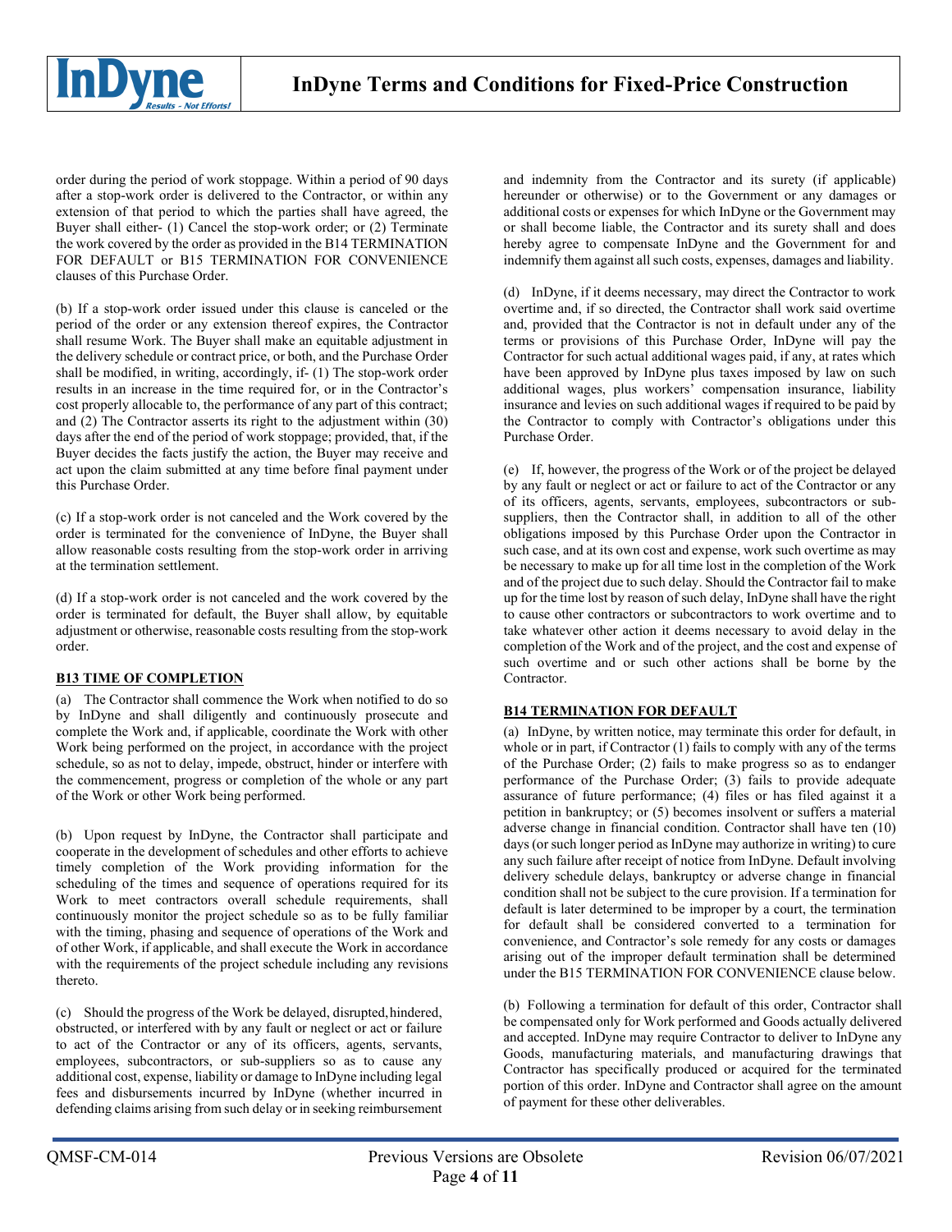order during the period of work stoppage. Within a period of 90 days after a stop-work order is delivered to the Contractor, or within any extension of that period to which the parties shall have agreed, the Buyer shall either- (1) Cancel the stop-work order; or (2) Terminate the work covered by the order as provided in the B14 TERMINATION FOR DEFAULT or B15 TERMINATION FOR CONVENIENCE clauses of this Purchase Order.

(b) If a stop-work order issued under this clause is canceled or the period of the order or any extension thereof expires, the Contractor shall resume Work. The Buyer shall make an equitable adjustment in the delivery schedule or contract price, or both, and the Purchase Order shall be modified, in writing, accordingly, if- (1) The stop-work order results in an increase in the time required for, or in the Contractor's cost properly allocable to, the performance of any part of this contract; and (2) The Contractor asserts its right to the adjustment within (30) days after the end of the period of work stoppage; provided, that, if the Buyer decides the facts justify the action, the Buyer may receive and act upon the claim submitted at any time before final payment under this Purchase Order.

(c) If a stop-work order is not canceled and the Work covered by the order is terminated for the convenience of InDyne, the Buyer shall allow reasonable costs resulting from the stop-work order in arriving at the termination settlement.

(d) If a stop-work order is not canceled and the work covered by the order is terminated for default, the Buyer shall allow, by equitable adjustment or otherwise, reasonable costs resulting from the stop-work order.

**B13 TIME OF COMPLETION**

(a) The Contractor shall commence the Work when notified to do so by InDyne and shall diligently and continuously prosecute and complete the Work and, if applicable, coordinate the Work with other Work being performed on the project, in accordance with the project schedule, so as not to delay, impede, obstruct, hinder or interfere with the commencement, progress or completion of the whole or any part of the Work or other Work being performed.

(b) Upon request by InDyne, the Contractor shall participate and cooperate in the development of schedules and other efforts to achieve timely completion of the Work providing information for the scheduling of the times and sequence of operations required for its Work to meet contractors overall schedule requirements, shall continuously monitor the project schedule so as to be fully familiar with the timing, phasing and sequence of operations of the Work and of other Work, if applicable, and shall execute the Work in accordance with the requirements of the project schedule including any revisions thereto.

(c) Should the progress of the Work be delayed, disrupted, hindered, obstructed, or interfered with by any fault or neglect or act or failure to act of the Contractor or any of its officers, agents, servants, employees, subcontractors, or sub-suppliers so as to cause any additional cost, expense, liability or damage to InDyne including legal fees and disbursements incurred by InDyne (whether incurred in defending claims arising from such delay or in seeking reimbursement and indemnity from the Contractor and its surety (if applicable) hereunder or otherwise) or to the Government or any damages or additional costs or expenses for which InDyne or the Government may or shall become liable, the Contractor and its surety shall and does hereby agree to compensate InDyne and the Government for and indemnify them against all such costs, expenses, damages and liability.

(d) InDyne, if it deems necessary, may direct the Contractor to work overtime and, if so directed, the Contractor shall work said overtime and, provided that the Contractor is not in default under any of the terms or provisions of this Purchase Order, InDyne will pay the Contractor for such actual additional wages paid, if any, at rates which have been approved by InDyne plus taxes imposed by law on such additional wages, plus workers' compensation insurance, liability insurance and levies on such additional wages if required to be paid by the Contractor to comply with Contractor's obligations under this Purchase Order.

(e) If, however, the progress of the Work or of the project be delayed by any fault or neglect or act or failure to act of the Contractor or any of its officers, agents, servants, employees, subcontractors or sub-suppliers, then the Contractor shall, in addition to all of the other obligations imposed by this Purchase Order upon the Contractor in such case, and at its own cost and expense, work such overtime as may be necessary to make up for all time lost in the completion of the Work and of the project due to such delay. Should the Contractor fail to make up for the time lost by reason of such delay, InDyne shall have the right to cause other contractors or subcontractors to work overtime and to take whatever other action it deems necessary to avoid delay in the completion of the Work and of the project, and the cost and expense of such overtime and or such other actions shall be borne by the Contractor.

**B14 TERMINATION FOR DEFAULT**

(a) InDyne, by written notice, may terminate this order for default, in whole or in part, if Contractor (1) fails to comply with any of the terms of the Purchase Order; (2) fails to make progress so as to endanger performance of the Purchase Order; (3) fails to provide adequate assurance of future performance; (4) files or has filed against it a petition in bankruptcy; or (5) becomes insolvent or suffers a material adverse change in financial condition. Contractor shall have ten (10) days (or such longer period as InDyne may authorize in writing) to cure any such failure after receipt of notice from InDyne. Default involving delivery schedule delays, bankruptcy or adverse change in financial condition shall not be subject to the cure provision. If a termination for default is later determined to be improper by a court, the termination for default shall be considered converted to a termination for convenience, and Contractor's sole remedy for any costs or damages arising out of the improper default termination shall be determined under the B15 TERMINATION FOR CONVENIENCE clause below.

(b) Following a termination for default of this order, Contractor shall be compensated only for Work performed and Goods actually delivered and accepted. InDyne may require Contractor to deliver to InDyne any Goods, manufacturing materials, and manufacturing drawings that Contractor has specifically produced or acquired for the terminated portion of this order. InDyne and Contractor shall agree on the amount of payment for these other deliverables.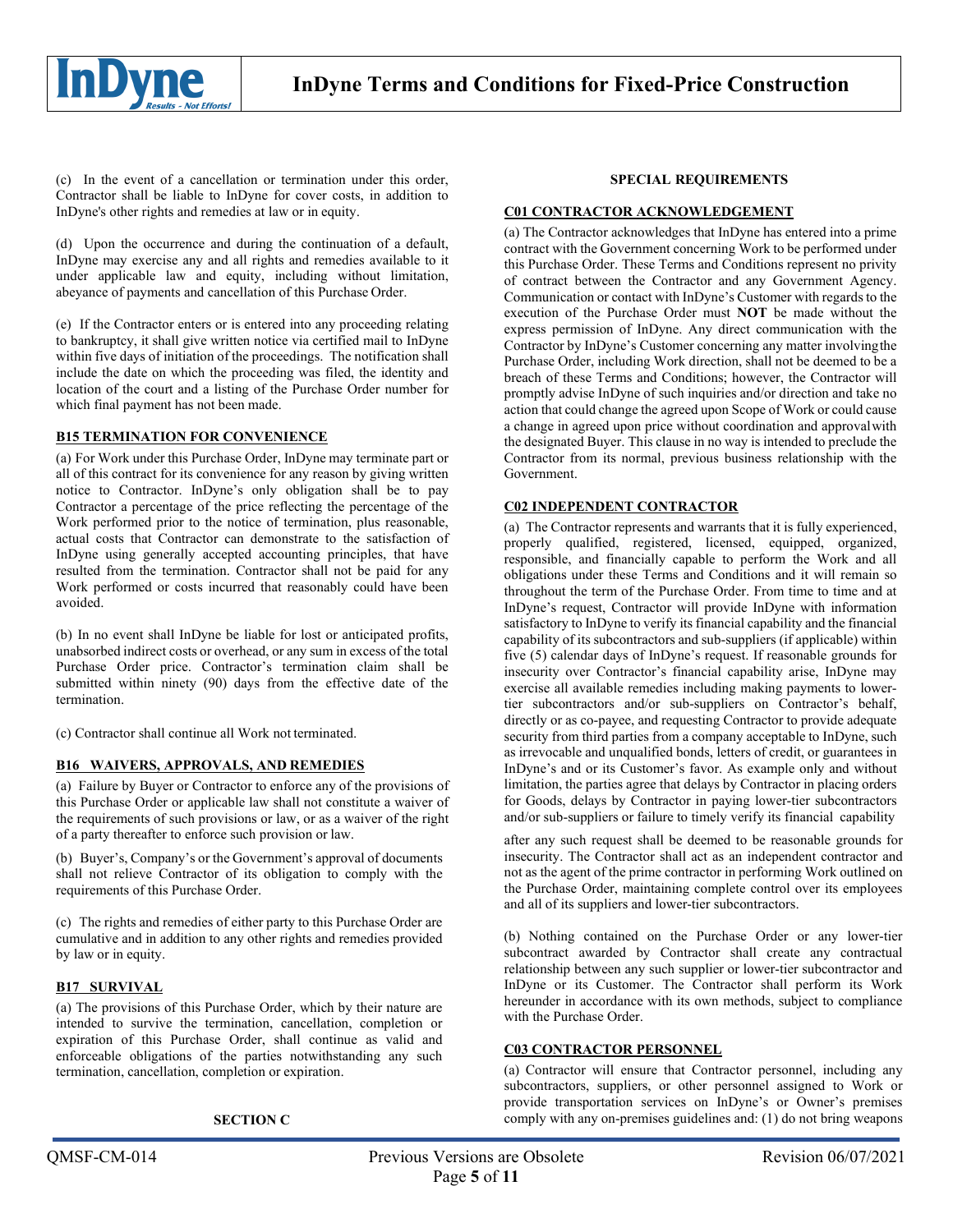(c) In the event of a cancellation or termination under this order, Contractor shall be liable to InDyne for cover costs, in addition to InDyne's other rights and remedies at law or in equity.

(d) Upon the occurrence and during the continuation of a default, InDyne may exercise any and all rights and remedies available to it under applicable law and equity, including without limitation, abeyance of payments and cancellation of this Purchase Order.

(e) If the Contractor enters or is entered into any proceeding relating to bankruptcy, it shall give written notice via certified mail to InDyne within five days of initiation of the proceedings. The notification shall include the date on which the proceeding was filed, the identity and location of the court and a listing of the Purchase Order number for which final payment has not been made.

## B15 TERMINATION FOR CONVENIENCE

(a) For Work under this Purchase Order, InDyne may terminate part or all of this contract for its convenience for any reason by giving written notice to Contractor. InDyne's only obligation shall be to pay Contractor a percentage of the price reflecting the percentage of the Work performed prior to the notice of termination, plus reasonable, actual costs that Contractor can demonstrate to the satisfaction of InDyne using generally accepted accounting principles, that have resulted from the termination. Contractor shall not be paid for any Work performed or costs incurred that reasonably could have been avoided.

(b) In no event shall InDyne be liable for lost or anticipated profits, unabsorbed indirect costs or overhead, or any sum in excess of the total Purchase Order price. Contractor's termination claim shall be submitted within ninety (90) days from the effective date of the termination.

(c) Contractor shall continue all Work not terminated.

## B16 WAIVERS, APPROVALS, AND REMEDIES

(a) Failure by Buyer or Contractor to enforce any of the provisions of this Purchase Order or applicable law shall not constitute a waiver of the requirements of such provisions or law, or as a waiver of the right of a party thereafter to enforce such provision or law.

(b) Buyer's, Company's or the Government's approval of documents shall not relieve Contractor of its obligation to comply with the requirements of this Purchase Order.

(c) The rights and remedies of either party to this Purchase Order are cumulative and in addition to any other rights and remedies provided by law or in equity.

## B17 SURVIVAL

(a) The provisions of this Purchase Order, which by their nature are intended to survive the termination, cancellation, completion or expiration of this Purchase Order, shall continue as valid and enforceable obligations of the parties notwithstanding any such termination, cancellation, completion or expiration.

# SECTION C

# SPECIAL REQUIREMENTS

## C01 CONTRACTOR ACKNOWLEDGEMENT

(a) The Contractor acknowledges that InDyne has entered into a prime contract with the Government concerning Work to be performed under this Purchase Order. These Terms and Conditions represent no privity of contract between the Contractor and any Government Agency. Communication or contact with InDyne's Customer with regards to the execution of the Purchase Order must **NOT** be made without the express permission of InDyne. Any direct communication with the Contractor by InDyne's Customer concerning any matter involving the Purchase Order, including Work direction, shall not be deemed to be a breach of these Terms and Conditions; however, the Contractor will promptly advise InDyne of such inquiries and/or direction and take no action that could change the agreed upon Scope of Work or could cause a change in agreed upon price without coordination and approval with the designated Buyer. This clause in no way is intended to preclude the Contractor from its normal, previous business relationship with the Government.

## C02 INDEPENDENT CONTRACTOR

(a) The Contractor represents and warrants that it is fully experienced, properly qualified, registered, licensed, equipped, organized, responsible, and financially capable to perform the Work and all obligations under these Terms and Conditions and it will remain so throughout the term of the Purchase Order. From time to time and at InDyne's request, Contractor will provide InDyne with information satisfactory to InDyne to verify its financial capability and the financial capability of its subcontractors and sub-suppliers (if applicable) within five (5) calendar days of InDyne's request. If reasonable grounds for insecurity over Contractor's financial capability arise, InDyne may exercise all available remedies including making payments to lower-tier subcontractors and/or sub-suppliers on Contractor's behalf, directly or as co-payee, and requesting Contractor to provide adequate security from third parties from a company acceptable to InDyne, such as irrevocable and unqualified bonds, letters of credit, or guarantees in InDyne's and or its Customer's favor. As example only and without limitation, the parties agree that delays by Contractor in placing orders for Goods, delays by Contractor in paying lower-tier subcontractors and/or sub-suppliers or failure to timely verify its financial capability after any such request shall be deemed to be reasonable grounds for insecurity. The Contractor shall act as an independent contractor and not as the agent of the prime contractor in performing Work outlined on the Purchase Order, maintaining complete control over its employees and all of its suppliers and lower-tier subcontractors.

(b) Nothing contained on the Purchase Order or any lower-tier subcontract awarded by Contractor shall create any contractual relationship between any such supplier or lower-tier subcontractor and InDyne or its Customer. The Contractor shall perform its Work hereunder in accordance with its own methods, subject to compliance with the Purchase Order.

## C03 CONTRACTOR PERSONNEL

(a) Contractor will ensure that Contractor personnel, including any subcontractors, suppliers, or other personnel assigned to Work or provide transportation services on InDyne's or Owner's premises comply with any on-premises guidelines and: (1) do not bring weapons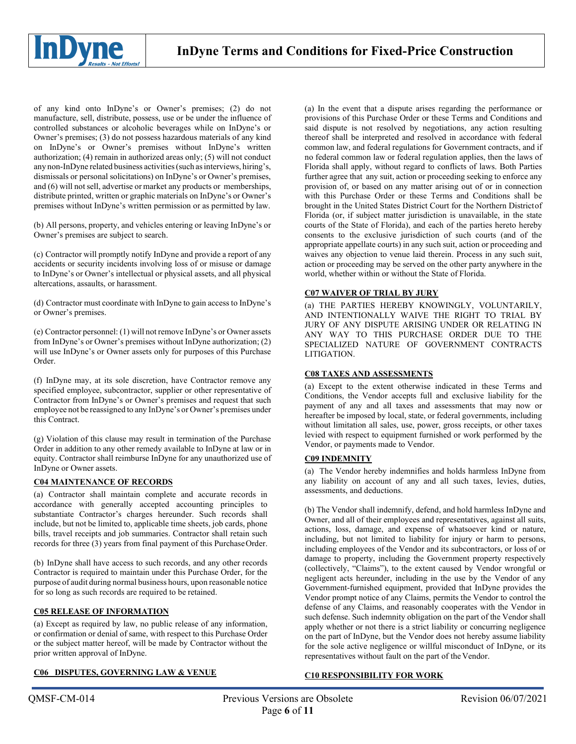of any kind onto InDyne's or Owner's premises; (2) do not manufacture, sell, distribute, possess, use or be under the influence of controlled substances or alcoholic beverages while on InDyne's or Owner's premises; (3) do not possess hazardous materials of any kind on InDyne's or Owner's premises without InDyne's written authorization; (4) remain in authorized areas only; (5) will not conduct any non-InDyne related business activities (such as interviews, hiring's, dismissals or personal solicitations) on InDyne's or Owner's premises, and (6) will not sell, advertise or market any products or memberships, distribute printed, written or graphic materials on InDyne's or Owner's premises without InDyne's written permission or as permitted by law.

(b) All persons, property, and vehicles entering or leaving InDyne's or Owner's premises are subject to search.

(c) Contractor will promptly notify InDyne and provide a report of any accidents or security incidents involving loss of or misuse or damage to InDyne's or Owner's intellectual or physical assets, and all physical altercations, assaults, or harassment.

(d) Contractor must coordinate with InDyne to gain access to InDyne's or Owner's premises.

(e) Contractor personnel: (1) will not remove InDyne's or Owner assets from InDyne's or Owner's premises without InDyne authorization; (2) will use InDyne's or Owner assets only for purposes of this Purchase Order.

(f) InDyne may, at its sole discretion, have Contractor remove any specified employee, subcontractor, supplier or other representative of Contractor from InDyne's or Owner's premises and request that such employee not be reassigned to any InDyne's or Owner's premises under this Contract.

(g) Violation of this clause may result in termination of the Purchase Order in addition to any other remedy available to InDyne at law or in equity. Contractor shall reimburse InDyne for any unauthorized use of InDyne or Owner assets.

## C04 MAINTENANCE OF RECORDS

(a) Contractor shall maintain complete and accurate records in accordance with generally accepted accounting principles to substantiate Contractor's charges hereunder. Such records shall include, but not be limited to, applicable time sheets, job cards, phone bills, travel receipts and job summaries. Contractor shall retain such records for three (3) years from final payment of this Purchase Order.

(b) InDyne shall have access to such records, and any other records Contractor is required to maintain under this Purchase Order, for the purpose of audit during normal business hours, upon reasonable notice for so long as such records are required to be retained.

## C05 RELEASE OF INFORMATION

(a) Except as required by law, no public release of any information, or confirmation or denial of same, with respect to this Purchase Order or the subject matter hereof, will be made by Contractor without the prior written approval of InDyne.

## C06 DISPUTES, GOVERNING LAW & VENUE

(a) In the event that a dispute arises regarding the performance or provisions of this Purchase Order or these Terms and Conditions and said dispute is not resolved by negotiations, any action resulting thereof shall be interpreted and resolved in accordance with federal common law, and federal regulations for Government contracts, and if no federal common law or federal regulation applies, then the laws of Florida shall apply, without regard to conflicts of laws. Both Parties further agree that any suit, action or proceeding seeking to enforce any provision of, or based on any matter arising out of or in connection with this Purchase Order or these Terms and Conditions shall be brought in the United States District Court for the Northern District of Florida (or, if subject matter jurisdiction is unavailable, in the state courts of the State of Florida), and each of the parties hereto hereby consents to the exclusive jurisdiction of such courts (and of the appropriate appellate courts) in any such suit, action or proceeding and waives any objection to venue laid therein. Process in any such suit, action or proceeding may be served on the other party anywhere in the world, whether within or without the State of Florida.

## C07 WAIVER OF TRIAL BY JURY

(a) THE PARTIES HEREBY KNOWINGLY, VOLUNTARILY, AND INTENTIONALLY WAIVE THE RIGHT TO TRIAL BY JURY OF ANY DISPUTE ARISING UNDER OR RELATING IN ANY WAY TO THIS PURCHASE ORDER DUE TO THE SPECIALIZED NATURE OF GOVERNMENT CONTRACTS LITIGATION.

## C08 TAXES AND ASSESSMENTS

(a) Except to the extent otherwise indicated in these Terms and Conditions, the Vendor accepts full and exclusive liability for the payment of any and all taxes and assessments that may now or hereafter be imposed by local, state, or federal governments, including without limitation all sales, use, power, gross receipts, or other taxes levied with respect to equipment furnished or work performed by the Vendor, or payments made to Vendor.

## C09 INDEMNITY

(a) The Vendor hereby indemnifies and holds harmless InDyne from any liability on account of any and all such taxes, levies, duties, assessments, and deductions.

(b) The Vendor shall indemnify, defend, and hold harmless InDyne and Owner, and all of their employees and representatives, against all suits, actions, loss, damage, and expense of whatsoever kind or nature, including, but not limited to liability for injury or harm to persons, including employees of the Vendor and its subcontractors, or loss of or damage to property, including the Government property respectively (collectively, "Claims"), to the extent caused by Vendor wrongful or negligent acts hereunder, including in the use by the Vendor of any Government-furnished equipment, provided that InDyne provides the Vendor prompt notice of any Claims, permits the Vendor to control the defense of any Claims, and reasonably cooperates with the Vendor in such defense. Such indemnity obligation on the part of the Vendor shall apply whether or not there is a strict liability or concurring negligence on the part of InDyne, but the Vendor does not hereby assume liability for the sole active negligence or willful misconduct of InDyne, or its representatives without fault on the part of the Vendor.

## C10 RESPONSIBILITY FOR WORK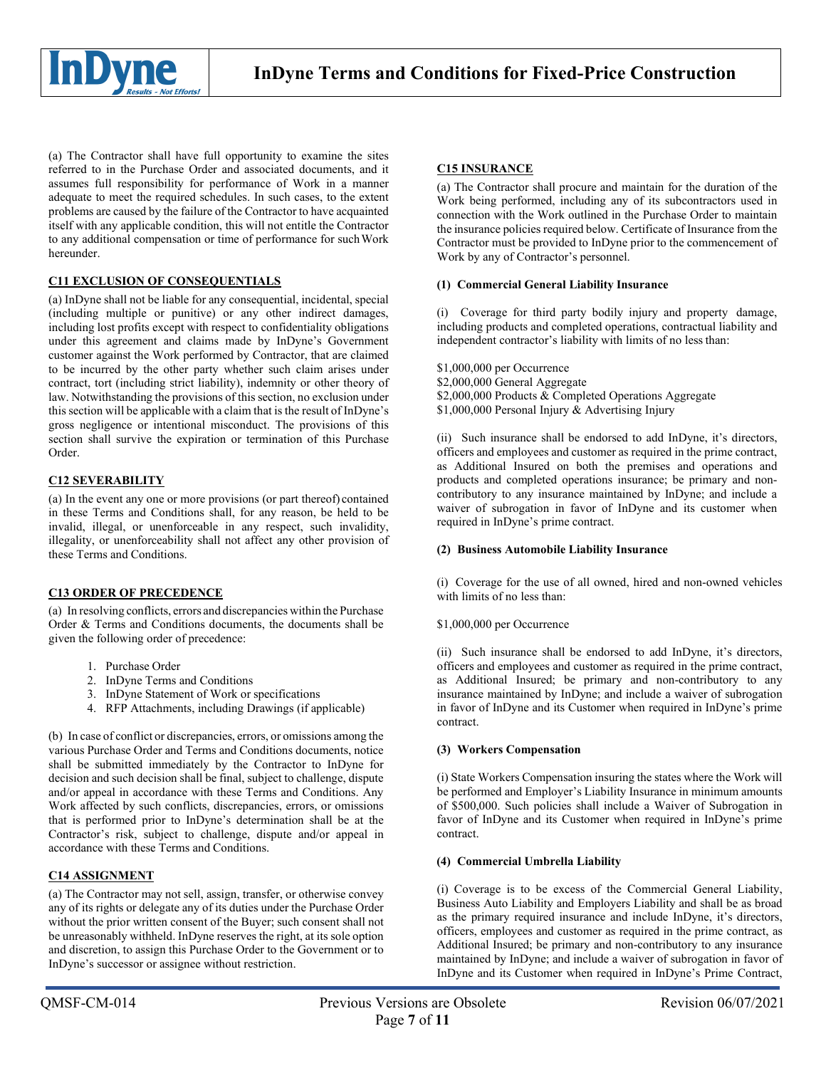(a) The Contractor shall have full opportunity to examine the sites referred to in the Purchase Order and associated documents, and it assumes full responsibility for performance of Work in a manner adequate to meet the required schedules. In such cases, to the extent problems are caused by the failure of the Contractor to have acquainted itself with any applicable condition, this will not entitle the Contractor to any additional compensation or time of performance for such Work hereunder.

## C11 EXCLUSION OF CONSEQUENTIALS

(a) InDyne shall not be liable for any consequential, incidental, special (including multiple or punitive) or any other indirect damages, including lost profits except with respect to confidentiality obligations under this agreement and claims made by InDyne's Government customer against the Work performed by Contractor, that are claimed to be incurred by the other party whether such claim arises under contract, tort (including strict liability), indemnity or other theory of law. Notwithstanding the provisions of this section, no exclusion under this section will be applicable with a claim that is the result of InDyne's gross negligence or intentional misconduct. The provisions of this section shall survive the expiration or termination of this Purchase Order.

## C12 SEVERABILITY

(a) In the event any one or more provisions (or part thereof) contained in these Terms and Conditions shall, for any reason, be held to be invalid, illegal, or unenforceable in any respect, such invalidity, illegality, or unenforceability shall not affect any other provision of these Terms and Conditions.

## C13 ORDER OF PRECEDENCE

(a) In resolving conflicts, errors and discrepancies within the Purchase Order & Terms and Conditions documents, the documents shall be given the following order of precedence:

1. Purchase Order
2. InDyne Terms and Conditions
3. InDyne Statement of Work or specifications
4. RFP Attachments, including Drawings (if applicable)

(b) In case of conflict or discrepancies, errors, or omissions among the various Purchase Order and Terms and Conditions documents, notice shall be submitted immediately by the Contractor to InDyne for decision and such decision shall be final, subject to challenge, dispute and/or appeal in accordance with these Terms and Conditions. Any Work affected by such conflicts, discrepancies, errors, or omissions that is performed prior to InDyne's determination shall be at the Contractor's risk, subject to challenge, dispute and/or appeal in accordance with these Terms and Conditions.

## C14 ASSIGNMENT

(a) The Contractor may not sell, assign, transfer, or otherwise convey any of its rights or delegate any of its duties under the Purchase Order without the prior written consent of the Buyer; such consent shall not be unreasonably withheld. InDyne reserves the right, at its sole option and discretion, to assign this Purchase Order to the Government or to InDyne's successor or assignee without restriction.

## C15 INSURANCE

(a) The Contractor shall procure and maintain for the duration of the Work being performed, including any of its subcontractors used in connection with the Work outlined in the Purchase Order to maintain the insurance policies required below. Certificate of Insurance from the Contractor must be provided to InDyne prior to the commencement of Work by any of Contractor's personnel.

**(1) Commercial General Liability Insurance**

(i) Coverage for third party bodily injury and property damage, including products and completed operations, contractual liability and independent contractor's liability with limits of no less than:

$1,000,000 per Occurrence
$2,000,000 General Aggregate
$2,000,000 Products & Completed Operations Aggregate
$1,000,000 Personal Injury & Advertising Injury

(ii) Such insurance shall be endorsed to add InDyne, it's directors, officers and employees and customer as required in the prime contract, as Additional Insured on both the premises and operations and products and completed operations insurance; be primary and non-contributory to any insurance maintained by InDyne; and include a waiver of subrogation in favor of InDyne and its customer when required in InDyne's prime contract.

**(2) Business Automobile Liability Insurance**

(i) Coverage for the use of all owned, hired and non-owned vehicles with limits of no less than:

$1,000,000 per Occurrence

(ii) Such insurance shall be endorsed to add InDyne, it's directors, officers and employees and customer as required in the prime contract, as Additional Insured; be primary and non-contributory to any insurance maintained by InDyne; and include a waiver of subrogation in favor of InDyne and its Customer when required in InDyne's prime contract.

**(3) Workers Compensation**

(i) State Workers Compensation insuring the states where the Work will be performed and Employer's Liability Insurance in minimum amounts of $500,000. Such policies shall include a Waiver of Subrogation in favor of InDyne and its Customer when required in InDyne's prime contract.

**(4) Commercial Umbrella Liability**

(i) Coverage is to be excess of the Commercial General Liability, Business Auto Liability and Employers Liability and shall be as broad as the primary required insurance and include InDyne, it's directors, officers, employees and customer as required in the prime contract, as Additional Insured; be primary and non-contributory to any insurance maintained by InDyne; and include a waiver of subrogation in favor of InDyne and its Customer when required in InDyne's Prime Contract,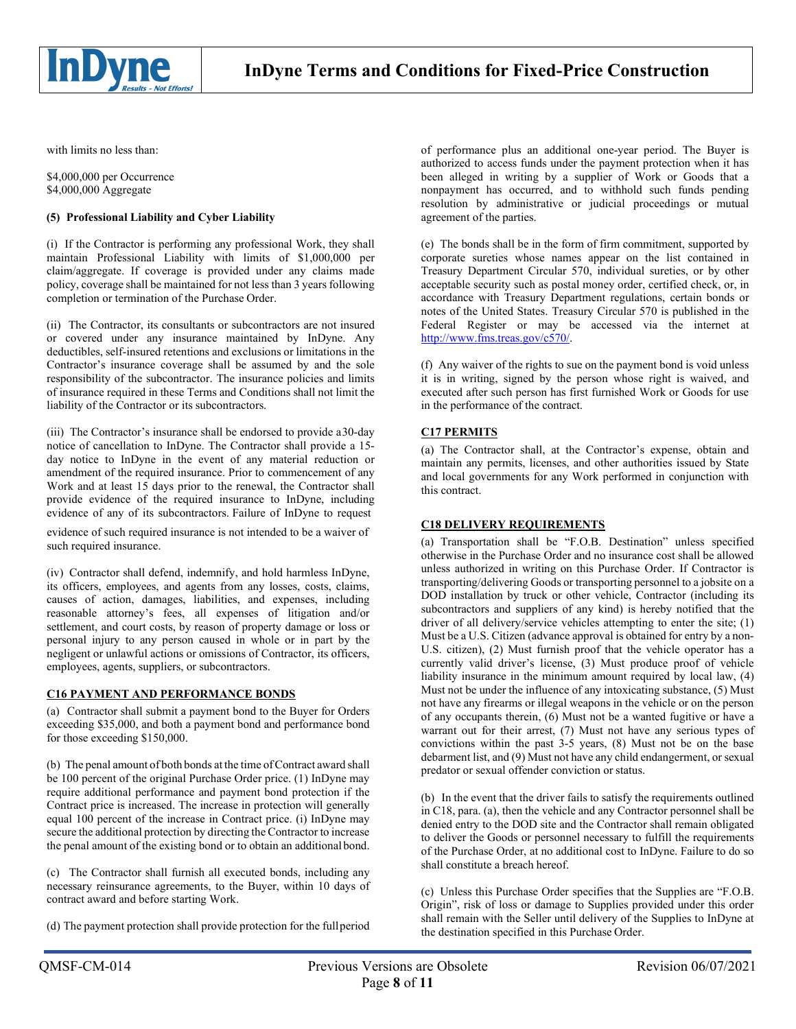with limits no less than:

$4,000,000 per Occurrence
$4,000,000 Aggregate

**(5) Professional Liability and Cyber Liability**

(i) If the Contractor is performing any professional Work, they shall maintain Professional Liability with limits of $1,000,000 per claim/aggregate. If coverage is provided under any claims made policy, coverage shall be maintained for not less than 3 years following completion or termination of the Purchase Order.

(ii) The Contractor, its consultants or subcontractors are not insured or covered under any insurance maintained by InDyne. Any deductibles, self-insured retentions and exclusions or limitations in the Contractor's insurance coverage shall be assumed by and the sole responsibility of the subcontractor. The insurance policies and limits of insurance required in these Terms and Conditions shall not limit the liability of the Contractor or its subcontractors.

(iii) The Contractor's insurance shall be endorsed to provide a30-day notice of cancellation to InDyne. The Contractor shall provide a 15-day notice to InDyne in the event of any material reduction or amendment of the required insurance. Prior to commencement of any Work and at least 15 days prior to the renewal, the Contractor shall provide evidence of the required insurance to InDyne, including evidence of any of its subcontractors. Failure of InDyne to request evidence of such required insurance is not intended to be a waiver of such required insurance.

(iv) Contractor shall defend, indemnify, and hold harmless InDyne, its officers, employees, and agents from any losses, costs, claims, causes of action, damages, liabilities, and expenses, including reasonable attorney's fees, all expenses of litigation and/or settlement, and court costs, by reason of property damage or loss or personal injury to any person caused in whole or in part by the negligent or unlawful actions or omissions of Contractor, its officers, employees, agents, suppliers, or subcontractors.

## C16 PAYMENT AND PERFORMANCE BONDS

(a) Contractor shall submit a payment bond to the Buyer for Orders exceeding $35,000, and both a payment bond and performance bond for those exceeding $150,000.

(b) The penal amount of both bonds at the time of Contract award shall be 100 percent of the original Purchase Order price. (1) InDyne may require additional performance and payment bond protection if the Contract price is increased. The increase in protection will generally equal 100 percent of the increase in Contract price. (i) InDyne may secure the additional protection by directing the Contractor to increase the penal amount of the existing bond or to obtain an additional bond.

(c) The Contractor shall furnish all executed bonds, including any necessary reinsurance agreements, to the Buyer, within 10 days of contract award and before starting Work.

(d) The payment protection shall provide protection for the full period of performance plus an additional one-year period. The Buyer is authorized to access funds under the payment protection when it has been alleged in writing by a supplier of Work or Goods that a nonpayment has occurred, and to withhold such funds pending resolution by administrative or judicial proceedings or mutual agreement of the parties.

(e) The bonds shall be in the form of firm commitment, supported by corporate sureties whose names appear on the list contained in Treasury Department Circular 570, individual sureties, or by other acceptable security such as postal money order, certified check, or, in accordance with Treasury Department regulations, certain bonds or notes of the United States. Treasury Circular 570 is published in the Federal Register or may be accessed via the internet at http://www.fms.treas.gov/c570/.

(f) Any waiver of the rights to sue on the payment bond is void unless it is in writing, signed by the person whose right is waived, and executed after such person has first furnished Work or Goods for use in the performance of the contract.

## C17 PERMITS

(a) The Contractor shall, at the Contractor's expense, obtain and maintain any permits, licenses, and other authorities issued by State and local governments for any Work performed in conjunction with this contract.

## C18 DELIVERY REQUIREMENTS

(a) Transportation shall be "F.O.B. Destination" unless specified otherwise in the Purchase Order and no insurance cost shall be allowed unless authorized in writing on this Purchase Order. If Contractor is transporting/delivering Goods or transporting personnel to a jobsite on a DOD installation by truck or other vehicle, Contractor (including its subcontractors and suppliers of any kind) is hereby notified that the driver of all delivery/service vehicles attempting to enter the site; (1) Must be a U.S. Citizen (advance approval is obtained for entry by a non-U.S. citizen), (2) Must furnish proof that the vehicle operator has a currently valid driver's license, (3) Must produce proof of vehicle liability insurance in the minimum amount required by local law, (4) Must not be under the influence of any intoxicating substance, (5) Must not have any firearms or illegal weapons in the vehicle or on the person of any occupants therein, (6) Must not be a wanted fugitive or have a warrant out for their arrest, (7) Must not have any serious types of convictions within the past 3-5 years, (8) Must not be on the base debarment list, and (9) Must not have any child endangerment, or sexual predator or sexual offender conviction or status.

(b) In the event that the driver fails to satisfy the requirements outlined in C18, para. (a), then the vehicle and any Contractor personnel shall be denied entry to the DOD site and the Contractor shall remain obligated to deliver the Goods or personnel necessary to fulfill the requirements of the Purchase Order, at no additional cost to InDyne. Failure to do so shall constitute a breach hereof.

(c) Unless this Purchase Order specifies that the Supplies are "F.O.B. Origin", risk of loss or damage to Supplies provided under this order shall remain with the Seller until delivery of the Supplies to InDyne at the destination specified in this Purchase Order.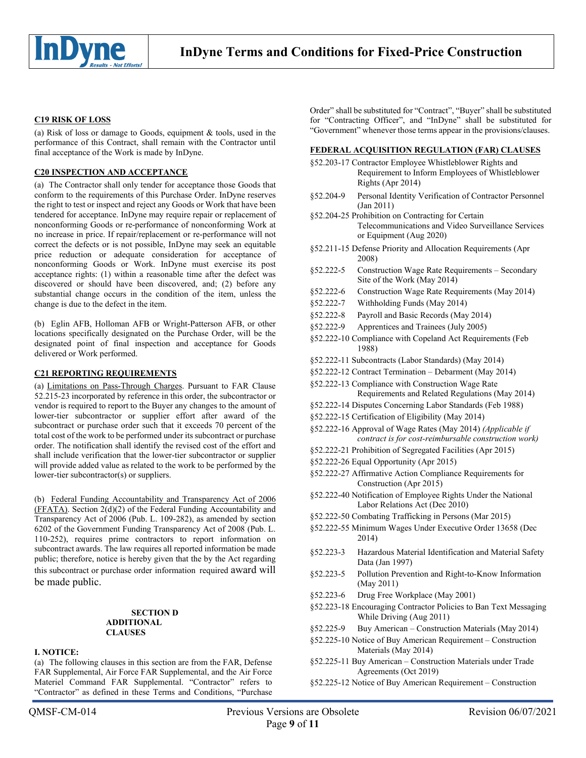### C19 RISK OF LOSS

(a) Risk of loss or damage to Goods, equipment & tools, used in the performance of this Contract, shall remain with the Contractor until final acceptance of the Work is made by InDyne.

### C20 INSPECTION AND ACCEPTANCE

(a) The Contractor shall only tender for acceptance those Goods that conform to the requirements of this Purchase Order. InDyne reserves the right to test or inspect and reject any Goods or Work that have been tendered for acceptance. InDyne may require repair or replacement of nonconforming Goods or re-performance of nonconforming Work at no increase in price. If repair/replacement or re-performance will not correct the defects or is not possible, InDyne may seek an equitable price reduction or adequate consideration for acceptance of nonconforming Goods or Work. InDyne must exercise its post acceptance rights: (1) within a reasonable time after the defect was discovered or should have been discovered, and; (2) before any substantial change occurs in the condition of the item, unless the change is due to the defect in the item.

(b) Eglin AFB, Holloman AFB or Wright-Patterson AFB, or other locations specifically designated on the Purchase Order, will be the designated point of final inspection and acceptance for Goods delivered or Work performed.

### C21 REPORTING REQUIREMENTS

(a) Limitations on Pass-Through Charges. Pursuant to FAR Clause 52.215-23 incorporated by reference in this order, the subcontractor or vendor is required to report to the Buyer any changes to the amount of lower-tier subcontractor or supplier effort after award of the subcontract or purchase order such that it exceeds 70 percent of the total cost of the work to be performed under its subcontract or purchase order. The notification shall identify the revised cost of the effort and shall include verification that the lower-tier subcontractor or supplier will provide added value as related to the work to be performed by the lower-tier subcontractor(s) or suppliers.

(b) Federal Funding Accountability and Transparency Act of 2006 (FFATA). Section 2(d)(2) of the Federal Funding Accountability and Transparency Act of 2006 (Pub. L. 109-282), as amended by section 6202 of the Government Funding Transparency Act of 2008 (Pub. L. 110-252), requires prime contractors to report information on subcontract awards. The law requires all reported information be made public; therefore, notice is hereby given that the by the Act regarding this subcontract or purchase order information required award will be made public.

## SECTION D ADDITIONAL CLAUSES

### I. NOTICE:

(a) The following clauses in this section are from the FAR, Defense FAR Supplemental, Air Force FAR Supplemental, and the Air Force Materiel Command FAR Supplemental. "Contractor" refers to "Contractor" as defined in these Terms and Conditions, "Purchase Order" shall be substituted for "Contract", "Buyer" shall be substituted for "Contracting Officer", and "InDyne" shall be substituted for "Government" whenever those terms appear in the provisions/clauses.

### FEDERAL ACQUISITION REGULATION (FAR) CLAUSES

- §52.203-17 Contractor Employee Whistleblower Rights and Requirement to Inform Employees of Whistleblower Rights (Apr 2014)
- §52.204-9 Personal Identity Verification of Contractor Personnel (Jan 2011)
- §52.204-25 Prohibition on Contracting for Certain Telecommunications and Video Surveillance Services or Equipment (Aug 2020)
- §52.211-15 Defense Priority and Allocation Requirements (Apr 2008)
- §52.222-5 Construction Wage Rate Requirements – Secondary Site of the Work (May 2014)
- §52.222-6 Construction Wage Rate Requirements (May 2014)
- §52.222-7 Withholding Funds (May 2014)
- §52.222-8 Payroll and Basic Records (May 2014)
- §52.222-9 Apprentices and Trainees (July 2005)
- §52.222-10 Compliance with Copeland Act Requirements (Feb 1988)
- §52.222-11 Subcontracts (Labor Standards) (May 2014)
- §52.222-12 Contract Termination – Debarment (May 2014)
- §52.222-13 Compliance with Construction Wage Rate Requirements and Related Regulations (May 2014)
- §52.222-14 Disputes Concerning Labor Standards (Feb 1988)
- §52.222-15 Certification of Eligibility (May 2014)
- §52.222-16 Approval of Wage Rates (May 2014) *(Applicable if contract is for cost-reimbursable construction work)*
- §52.222-21 Prohibition of Segregated Facilities (Apr 2015)
- §52.222-26 Equal Opportunity (Apr 2015)
- §52.222-27 Affirmative Action Compliance Requirements for Construction (Apr 2015)
- §52.222-40 Notification of Employee Rights Under the National Labor Relations Act (Dec 2010)
- §52.222-50 Combating Trafficking in Persons (Mar 2015)
- §52.222-55 Minimum Wages Under Executive Order 13658 (Dec 2014)
- §52.223-3 Hazardous Material Identification and Material Safety Data (Jan 1997)
- §52.223-5 Pollution Prevention and Right-to-Know Information (May 2011)
- §52.223-6 Drug Free Workplace (May 2001)
- §52.223-18 Encouraging Contractor Policies to Ban Text Messaging While Driving (Aug 2011)
- §52.225-9 Buy American – Construction Materials (May 2014)
- §52.225-10 Notice of Buy American Requirement – Construction Materials (May 2014)
- §52.225-11 Buy American – Construction Materials under Trade Agreements (Oct 2019)
- §52.225-12 Notice of Buy American Requirement – Construction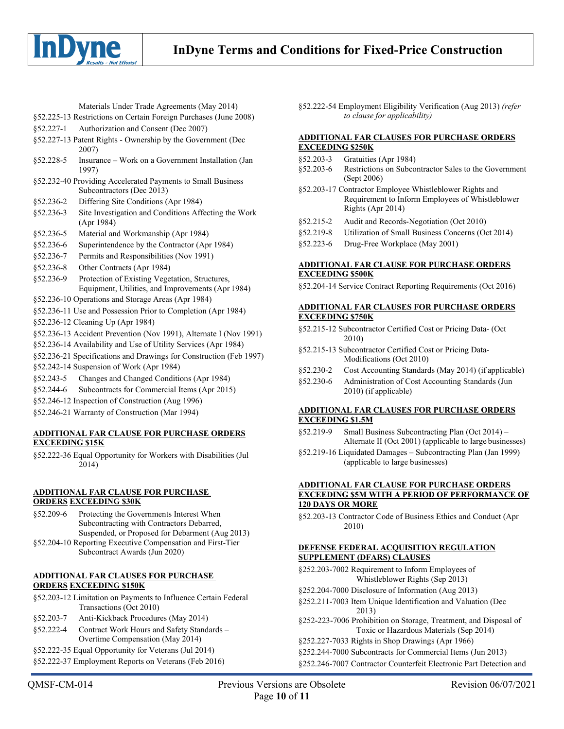Materials Under Trade Agreements (May 2014)

- §52.225-13 Restrictions on Certain Foreign Purchases (June 2008)
- §52.227-1 Authorization and Consent (Dec 2007)
- §52.227-13 Patent Rights - Ownership by the Government (Dec 2007)
- §52.228-5 Insurance – Work on a Government Installation (Jan 1997)
- §52.232-40 Providing Accelerated Payments to Small Business Subcontractors (Dec 2013)
- §52.236-2 Differing Site Conditions (Apr 1984)
- §52.236-3 Site Investigation and Conditions Affecting the Work (Apr 1984)
- §52.236-5 Material and Workmanship (Apr 1984)
- §52.236-6 Superintendence by the Contractor (Apr 1984)
- §52.236-7 Permits and Responsibilities (Nov 1991)
- §52.236-8 Other Contracts (Apr 1984)
- §52.236-9 Protection of Existing Vegetation, Structures, Equipment, Utilities, and Improvements (Apr 1984)
- §52.236-10 Operations and Storage Areas (Apr 1984)
- §52.236-11 Use and Possession Prior to Completion (Apr 1984)
- §52.236-12 Cleaning Up (Apr 1984)
- §52.236-13 Accident Prevention (Nov 1991), Alternate I (Nov 1991)
- §52.236-14 Availability and Use of Utility Services (Apr 1984)
- §52.236-21 Specifications and Drawings for Construction (Feb 1997)
- §52.242-14 Suspension of Work (Apr 1984)
- §52.243-5 Changes and Changed Conditions (Apr 1984)
- §52.244-6 Subcontracts for Commercial Items (Apr 2015)
- §52.246-12 Inspection of Construction (Aug 1996)
- §52.246-21 Warranty of Construction (Mar 1994)

**ADDITIONAL FAR CLAUSE FOR PURCHASE ORDERS EXCEEDING $15K**

- §52.222-36 Equal Opportunity for Workers with Disabilities (Jul 2014)

**ADDITIONAL FAR CLAUSE FOR PURCHASE ORDERS EXCEEDING $30K**

- §52.209-6 Protecting the Governments Interest When Subcontracting with Contractors Debarred, Suspended, or Proposed for Debarment (Aug 2013)
- §52.204-10 Reporting Executive Compensation and First-Tier Subcontract Awards (Jun 2020)

**ADDITIONAL FAR CLAUSES FOR PURCHASE ORDERS EXCEEDING $150K**

- §52.203-12 Limitation on Payments to Influence Certain Federal Transactions (Oct 2010)
- §52.203-7 Anti-Kickback Procedures (May 2014)
- §52.222-4 Contract Work Hours and Safety Standards – Overtime Compensation (May 2014)
- §52.222-35 Equal Opportunity for Veterans (Jul 2014)
- §52.222-37 Employment Reports on Veterans (Feb 2016)
- §52.222-54 Employment Eligibility Verification (Aug 2013) *(refer to clause for applicability)*

**ADDITIONAL FAR CLAUSES FOR PURCHASE ORDERS EXCEEDING $250K**

- §52.203-3 Gratuities (Apr 1984)
- §52.203-6 Restrictions on Subcontractor Sales to the Government (Sept 2006)
- §52.203-17 Contractor Employee Whistleblower Rights and Requirement to Inform Employees of Whistleblower Rights (Apr 2014)
- §52.215-2 Audit and Records-Negotiation (Oct 2010)
- §52.219-8 Utilization of Small Business Concerns (Oct 2014)
- §52.223-6 Drug-Free Workplace (May 2001)

**ADDITIONAL FAR CLAUSE FOR PURCHASE ORDERS EXCEEDING $500K**

- §52.204-14 Service Contract Reporting Requirements (Oct 2016)

**ADDITIONAL FAR CLAUSES FOR PURCHASE ORDERS EXCEEDING $750K**

- §52.215-12 Subcontractor Certified Cost or Pricing Data- (Oct 2010)
- §52.215-13 Subcontractor Certified Cost or Pricing Data-Modifications (Oct 2010)
- §52.230-2 Cost Accounting Standards (May 2014) (if applicable)
- §52.230-6 Administration of Cost Accounting Standards (Jun 2010) (if applicable)

**ADDITIONAL FAR CLAUSES FOR PURCHASE ORDERS EXCEEDING $1.5M**

- §52.219-9 Small Business Subcontracting Plan (Oct 2014) – Alternate II (Oct 2001) (applicable to large businesses)
- §52.219-16 Liquidated Damages – Subcontracting Plan (Jan 1999) (applicable to large businesses)

**ADDITIONAL FAR CLAUSE FOR PURCHASE ORDERS EXCEEDING $5M WITH A PERIOD OF PERFORMANCE OF 120 DAYS OR MORE**

- §52.203-13 Contractor Code of Business Ethics and Conduct (Apr 2010)

**DEFENSE FEDERAL ACQUISITION REGULATION SUPPLEMENT (DFARS) CLAUSES**

- §252.203-7002 Requirement to Inform Employees of Whistleblower Rights (Sep 2013)
- §252.204-7000 Disclosure of Information (Aug 2013)
- §252.211-7003 Item Unique Identification and Valuation (Dec 2013)
- §252-223-7006 Prohibition on Storage, Treatment, and Disposal of Toxic or Hazardous Materials (Sep 2014)
- §252.227-7033 Rights in Shop Drawings (Apr 1966)
- §252.244-7000 Subcontracts for Commercial Items (Jun 2013)
- §252.246-7007 Contractor Counterfeit Electronic Part Detection and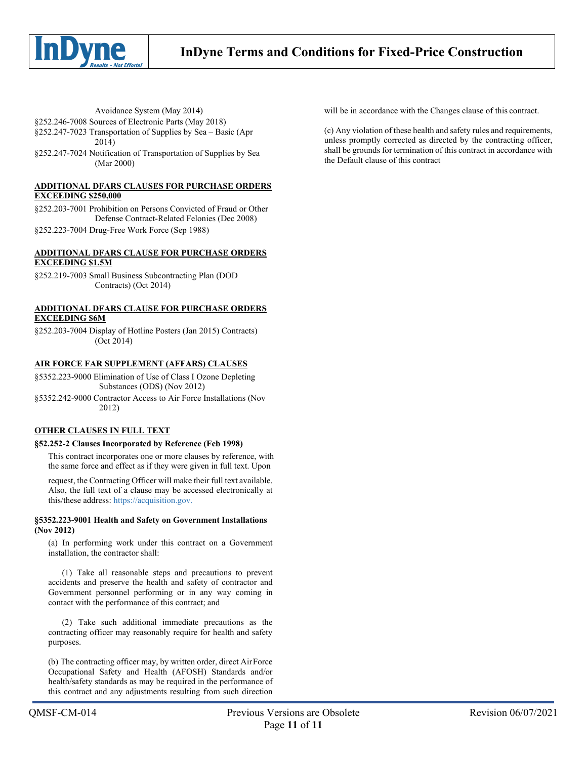Avoidance System (May 2014)

§252.246-7008 Sources of Electronic Parts (May 2018)

§252.247-7023 Transportation of Supplies by Sea – Basic (Apr 2014)

§252.247-7024 Notification of Transportation of Supplies by Sea (Mar 2000)

**ADDITIONAL DFARS CLAUSES FOR PURCHASE ORDERS EXCEEDING $250,000**

§252.203-7001 Prohibition on Persons Convicted of Fraud or Other Defense Contract-Related Felonies (Dec 2008)

§252.223-7004 Drug-Free Work Force (Sep 1988)

**ADDITIONAL DFARS CLAUSE FOR PURCHASE ORDERS EXCEEDING $1.5M**

§252.219-7003 Small Business Subcontracting Plan (DOD Contracts) (Oct 2014)

**ADDITIONAL DFARS CLAUSE FOR PURCHASE ORDERS EXCEEDING $6M**

§252.203-7004 Display of Hotline Posters (Jan 2015) Contracts) (Oct 2014)

**AIR FORCE FAR SUPPLEMENT (AFFARS) CLAUSES**

§5352.223-9000 Elimination of Use of Class I Ozone Depleting Substances (ODS) (Nov 2012)

§5352.242-9000 Contractor Access to Air Force Installations (Nov 2012)

**OTHER CLAUSES IN FULL TEXT**

**§52.252-2 Clauses Incorporated by Reference (Feb 1998)**

This contract incorporates one or more clauses by reference, with the same force and effect as if they were given in full text. Upon request, the Contracting Officer will make their full text available. Also, the full text of a clause may be accessed electronically at this/these address: https://acquisition.gov.

**§5352.223-9001 Health and Safety on Government Installations (Nov 2012)**

(a) In performing work under this contract on a Government installation, the contractor shall:

(1) Take all reasonable steps and precautions to prevent accidents and preserve the health and safety of contractor and Government personnel performing or in any way coming in contact with the performance of this contract; and

(2) Take such additional immediate precautions as the contracting officer may reasonably require for health and safety purposes.

(b) The contracting officer may, by written order, direct Air Force Occupational Safety and Health (AFOSH) Standards and/or health/safety standards as may be required in the performance of this contract and any adjustments resulting from such direction will be in accordance with the Changes clause of this contract.

(c) Any violation of these health and safety rules and requirements, unless promptly corrected as directed by the contracting officer, shall be grounds for termination of this contract in accordance with the Default clause of this contract